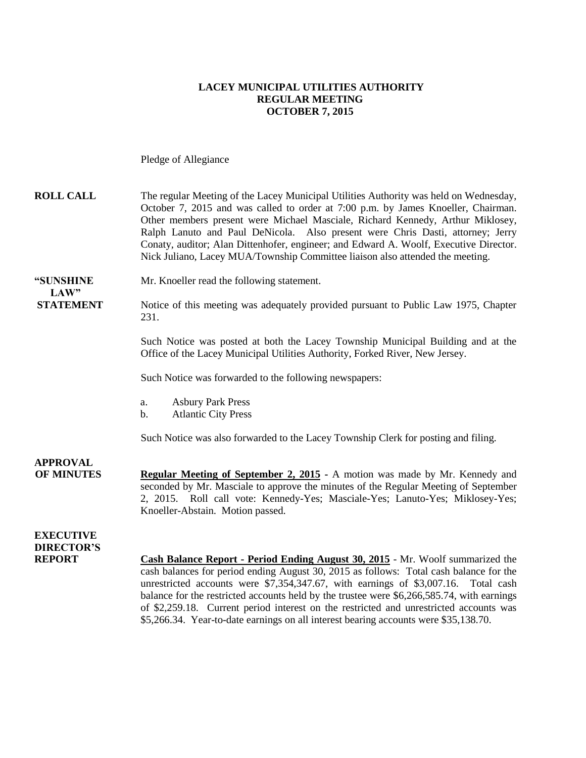# LACEY MUNICIPAL UTILITIES AUTHORITY
## REGULAR MEETING
## OCTOBER 7, 2015

Pledge of Allegiance

**ROLL CALL**

The regular Meeting of the Lacey Municipal Utilities Authority was held on Wednesday, October 7, 2015 and was called to order at 7:00 p.m. by James Knoeller, Chairman. Other members present were Michael Masciale, Richard Kennedy, Arthur Miklosey, Ralph Lanuto and Paul DeNicola. Also present were Chris Dasti, attorney; Jerry Conaty, auditor; Alan Dittenhofer, engineer; and Edward A. Woolf, Executive Director. Nick Juliano, Lacey MUA/Township Committee liaison also attended the meeting.

**"SUNSHINE LAW" STATEMENT**

Mr. Knoeller read the following statement.

Notice of this meeting was adequately provided pursuant to Public Law 1975, Chapter 231.

Such Notice was posted at both the Lacey Township Municipal Building and at the Office of the Lacey Municipal Utilities Authority, Forked River, New Jersey.

Such Notice was forwarded to the following newspapers:

a. Asbury Park Press
b. Atlantic City Press

Such Notice was also forwarded to the Lacey Township Clerk for posting and filing.

**APPROVAL OF MINUTES**

**Regular Meeting of September 2, 2015** - A motion was made by Mr. Kennedy and seconded by Mr. Masciale to approve the minutes of the Regular Meeting of September 2, 2015. Roll call vote: Kennedy-Yes; Masciale-Yes; Lanuto-Yes; Miklosey-Yes; Knoeller-Abstain. Motion passed.

**EXECUTIVE DIRECTOR'S REPORT**

**Cash Balance Report - Period Ending August 30, 2015** - Mr. Woolf summarized the cash balances for period ending August 30, 2015 as follows: Total cash balance for the unrestricted accounts were \$7,354,347.67, with earnings of \$3,007.16. Total cash balance for the restricted accounts held by the trustee were \$6,266,585.74, with earnings of \$2,259.18. Current period interest on the restricted and unrestricted accounts was \$5,266.34. Year-to-date earnings on all interest bearing accounts were \$35,138.70.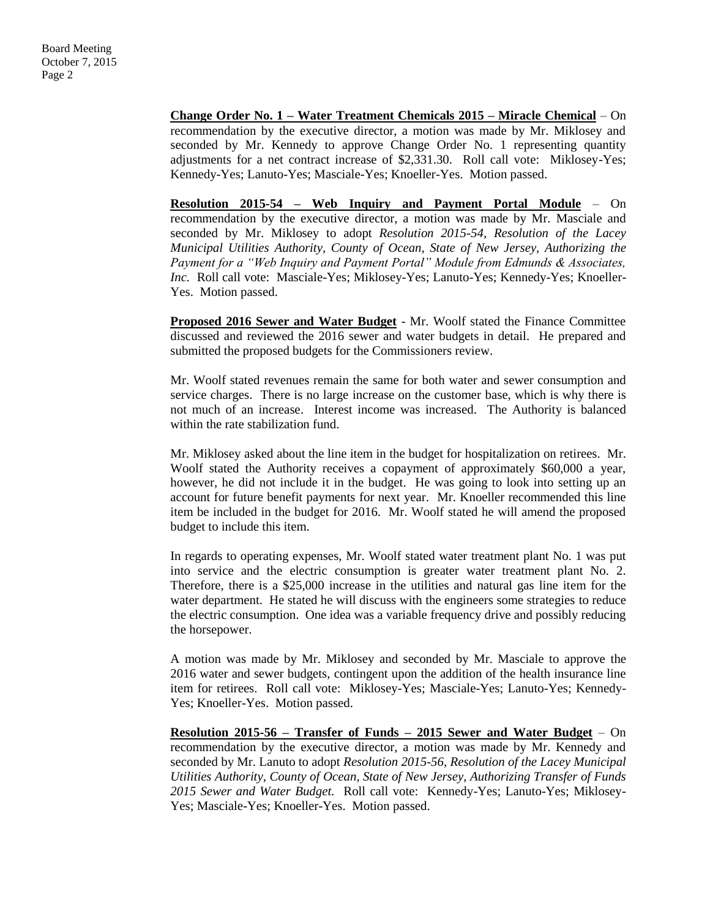**Change Order No. 1 – Water Treatment Chemicals 2015 – Miracle Chemical** – On recommendation by the executive director, a motion was made by Mr. Miklosey and seconded by Mr. Kennedy to approve Change Order No. 1 representing quantity adjustments for a net contract increase of $2,331.30. Roll call vote: Miklosey-Yes; Kennedy-Yes; Lanuto-Yes; Masciale-Yes; Knoeller-Yes. Motion passed.

**Resolution 2015-54 – Web Inquiry and Payment Portal Module** – On recommendation by the executive director, a motion was made by Mr. Masciale and seconded by Mr. Miklosey to adopt *Resolution 2015-54, Resolution of the Lacey Municipal Utilities Authority, County of Ocean, State of New Jersey, Authorizing the Payment for a "Web Inquiry and Payment Portal" Module from Edmunds & Associates, Inc.* Roll call vote: Masciale-Yes; Miklosey-Yes; Lanuto-Yes; Kennedy-Yes; Knoeller-Yes. Motion passed.

**Proposed 2016 Sewer and Water Budget** - Mr. Woolf stated the Finance Committee discussed and reviewed the 2016 sewer and water budgets in detail. He prepared and submitted the proposed budgets for the Commissioners review.

Mr. Woolf stated revenues remain the same for both water and sewer consumption and service charges. There is no large increase on the customer base, which is why there is not much of an increase. Interest income was increased. The Authority is balanced within the rate stabilization fund.

Mr. Miklosey asked about the line item in the budget for hospitalization on retirees. Mr. Woolf stated the Authority receives a copayment of approximately $60,000 a year, however, he did not include it in the budget. He was going to look into setting up an account for future benefit payments for next year. Mr. Knoeller recommended this line item be included in the budget for 2016. Mr. Woolf stated he will amend the proposed budget to include this item.

In regards to operating expenses, Mr. Woolf stated water treatment plant No. 1 was put into service and the electric consumption is greater water treatment plant No. 2. Therefore, there is a $25,000 increase in the utilities and natural gas line item for the water department. He stated he will discuss with the engineers some strategies to reduce the electric consumption. One idea was a variable frequency drive and possibly reducing the horsepower.

A motion was made by Mr. Miklosey and seconded by Mr. Masciale to approve the 2016 water and sewer budgets, contingent upon the addition of the health insurance line item for retirees. Roll call vote: Miklosey-Yes; Masciale-Yes; Lanuto-Yes; Kennedy-Yes; Knoeller-Yes. Motion passed.

**Resolution 2015-56 – Transfer of Funds – 2015 Sewer and Water Budget** – On recommendation by the executive director, a motion was made by Mr. Kennedy and seconded by Mr. Lanuto to adopt *Resolution 2015-56, Resolution of the Lacey Municipal Utilities Authority, County of Ocean, State of New Jersey, Authorizing Transfer of Funds 2015 Sewer and Water Budget.* Roll call vote: Kennedy-Yes; Lanuto-Yes; Miklosey-Yes; Masciale-Yes; Knoeller-Yes. Motion passed.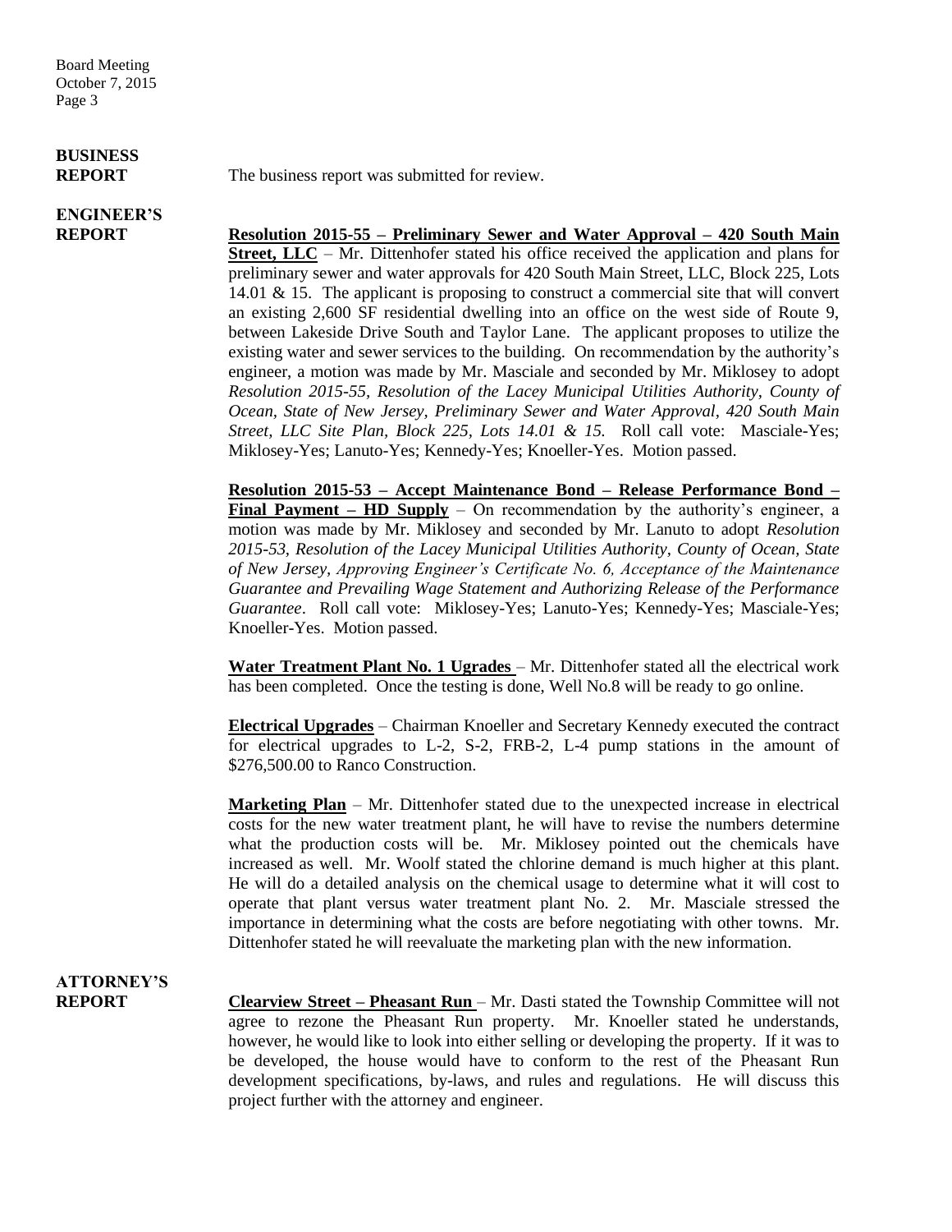**BUSINESS REPORT**

The business report was submitted for review.

**ENGINEER'S REPORT**

**Resolution 2015-55 – Preliminary Sewer and Water Approval – 420 South Main Street, LLC** – Mr. Dittenhofer stated his office received the application and plans for preliminary sewer and water approvals for 420 South Main Street, LLC, Block 225, Lots 14.01 & 15. The applicant is proposing to construct a commercial site that will convert an existing 2,600 SF residential dwelling into an office on the west side of Route 9, between Lakeside Drive South and Taylor Lane. The applicant proposes to utilize the existing water and sewer services to the building. On recommendation by the authority's engineer, a motion was made by Mr. Masciale and seconded by Mr. Miklosey to adopt *Resolution 2015-55, Resolution of the Lacey Municipal Utilities Authority, County of Ocean, State of New Jersey, Preliminary Sewer and Water Approval, 420 South Main Street, LLC Site Plan, Block 225, Lots 14.01 & 15.* Roll call vote: Masciale-Yes; Miklosey-Yes; Lanuto-Yes; Kennedy-Yes; Knoeller-Yes. Motion passed.

**Resolution 2015-53 – Accept Maintenance Bond – Release Performance Bond – Final Payment – HD Supply** – On recommendation by the authority's engineer, a motion was made by Mr. Miklosey and seconded by Mr. Lanuto to adopt *Resolution 2015-53, Resolution of the Lacey Municipal Utilities Authority, County of Ocean, State of New Jersey, Approving Engineer's Certificate No. 6, Acceptance of the Maintenance Guarantee and Prevailing Wage Statement and Authorizing Release of the Performance Guarantee*. Roll call vote: Miklosey-Yes; Lanuto-Yes; Kennedy-Yes; Masciale-Yes; Knoeller-Yes. Motion passed.

**Water Treatment Plant No. 1 Ugrades** – Mr. Dittenhofer stated all the electrical work has been completed. Once the testing is done, Well No.8 will be ready to go online.

**Electrical Upgrades** – Chairman Knoeller and Secretary Kennedy executed the contract for electrical upgrades to L-2, S-2, FRB-2, L-4 pump stations in the amount of $276,500.00 to Ranco Construction.

**Marketing Plan** – Mr. Dittenhofer stated due to the unexpected increase in electrical costs for the new water treatment plant, he will have to revise the numbers determine what the production costs will be. Mr. Miklosey pointed out the chemicals have increased as well. Mr. Woolf stated the chlorine demand is much higher at this plant. He will do a detailed analysis on the chemical usage to determine what it will cost to operate that plant versus water treatment plant No. 2. Mr. Masciale stressed the importance in determining what the costs are before negotiating with other towns. Mr. Dittenhofer stated he will reevaluate the marketing plan with the new information.

**ATTORNEY'S REPORT**

**Clearview Street – Pheasant Run** – Mr. Dasti stated the Township Committee will not agree to rezone the Pheasant Run property. Mr. Knoeller stated he understands, however, he would like to look into either selling or developing the property. If it was to be developed, the house would have to conform to the rest of the Pheasant Run development specifications, by-laws, and rules and regulations. He will discuss this project further with the attorney and engineer.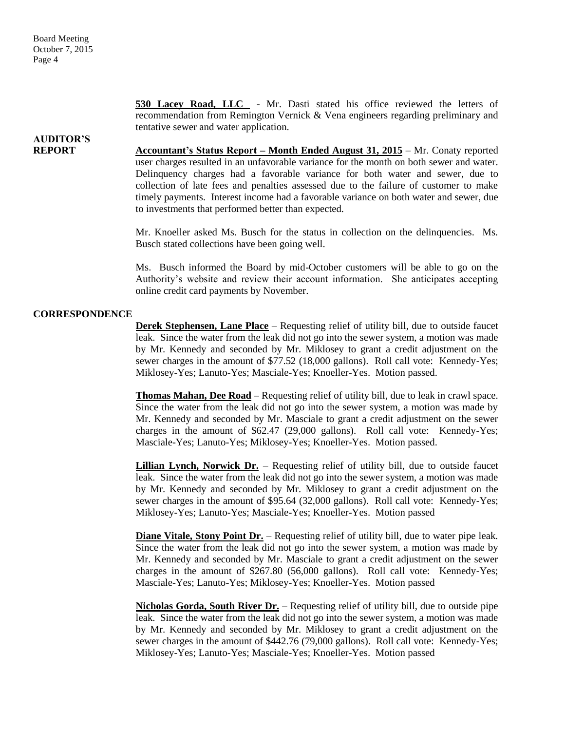**530 Lacey Road, LLC** - Mr. Dasti stated his office reviewed the letters of recommendation from Remington Vernick & Vena engineers regarding preliminary and tentative sewer and water application.

## AUDITOR'S REPORT

**Accountant's Status Report – Month Ended August 31, 2015** – Mr. Conaty reported user charges resulted in an unfavorable variance for the month on both sewer and water. Delinquency charges had a favorable variance for both water and sewer, due to collection of late fees and penalties assessed due to the failure of customer to make timely payments. Interest income had a favorable variance on both water and sewer, due to investments that performed better than expected.

Mr. Knoeller asked Ms. Busch for the status in collection on the delinquencies. Ms. Busch stated collections have been going well.

Ms. Busch informed the Board by mid-October customers will be able to go on the Authority's website and review their account information. She anticipates accepting online credit card payments by November.

## CORRESPONDENCE

**Derek Stephensen, Lane Place** – Requesting relief of utility bill, due to outside faucet leak. Since the water from the leak did not go into the sewer system, a motion was made by Mr. Kennedy and seconded by Mr. Miklosey to grant a credit adjustment on the sewer charges in the amount of $77.52 (18,000 gallons). Roll call vote: Kennedy-Yes; Miklosey-Yes; Lanuto-Yes; Masciale-Yes; Knoeller-Yes. Motion passed.

**Thomas Mahan, Dee Road** – Requesting relief of utility bill, due to leak in crawl space. Since the water from the leak did not go into the sewer system, a motion was made by Mr. Kennedy and seconded by Mr. Masciale to grant a credit adjustment on the sewer charges in the amount of $62.47 (29,000 gallons). Roll call vote: Kennedy-Yes; Masciale-Yes; Lanuto-Yes; Miklosey-Yes; Knoeller-Yes. Motion passed.

**Lillian Lynch, Norwick Dr.** – Requesting relief of utility bill, due to outside faucet leak. Since the water from the leak did not go into the sewer system, a motion was made by Mr. Kennedy and seconded by Mr. Miklosey to grant a credit adjustment on the sewer charges in the amount of $95.64 (32,000 gallons). Roll call vote: Kennedy-Yes; Miklosey-Yes; Lanuto-Yes; Masciale-Yes; Knoeller-Yes. Motion passed

**Diane Vitale, Stony Point Dr.** – Requesting relief of utility bill, due to water pipe leak. Since the water from the leak did not go into the sewer system, a motion was made by Mr. Kennedy and seconded by Mr. Masciale to grant a credit adjustment on the sewer charges in the amount of $267.80 (56,000 gallons). Roll call vote: Kennedy-Yes; Masciale-Yes; Lanuto-Yes; Miklosey-Yes; Knoeller-Yes. Motion passed

**Nicholas Gorda, South River Dr.** – Requesting relief of utility bill, due to outside pipe leak. Since the water from the leak did not go into the sewer system, a motion was made by Mr. Kennedy and seconded by Mr. Miklosey to grant a credit adjustment on the sewer charges in the amount of $442.76 (79,000 gallons). Roll call vote: Kennedy-Yes; Miklosey-Yes; Lanuto-Yes; Masciale-Yes; Knoeller-Yes. Motion passed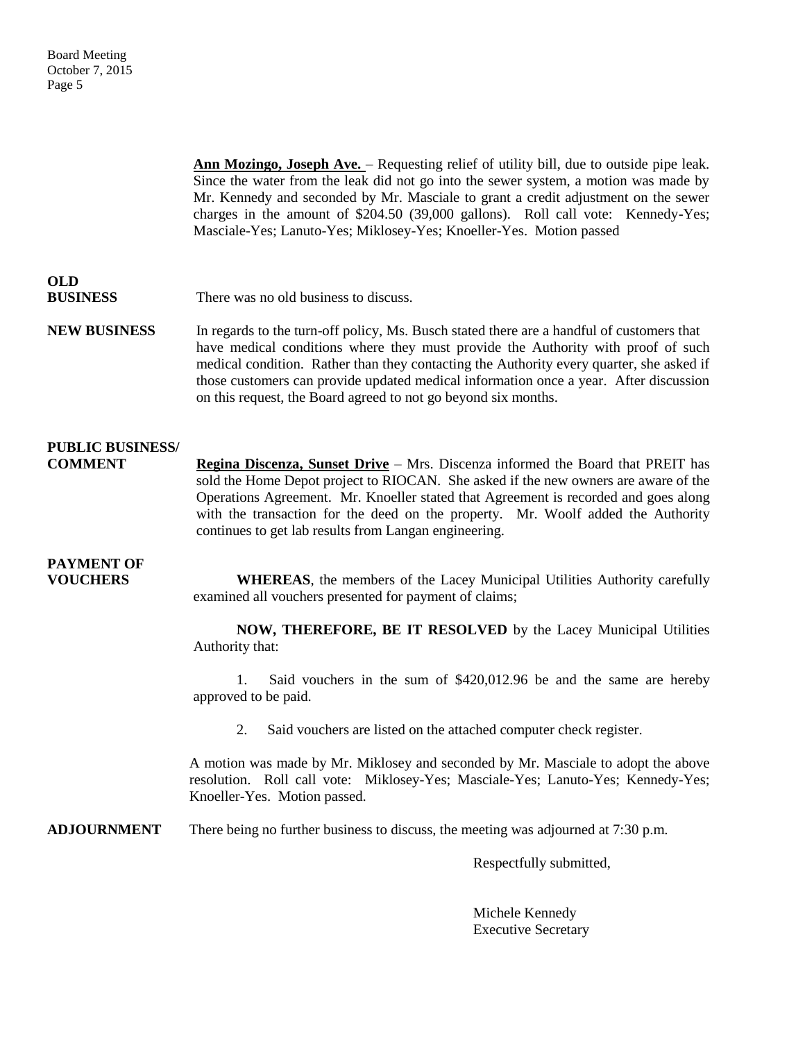**Ann Mozingo, Joseph Ave.** – Requesting relief of utility bill, due to outside pipe leak. Since the water from the leak did not go into the sewer system, a motion was made by Mr. Kennedy and seconded by Mr. Masciale to grant a credit adjustment on the sewer charges in the amount of $204.50 (39,000 gallons). Roll call vote: Kennedy-Yes; Masciale-Yes; Lanuto-Yes; Miklosey-Yes; Knoeller-Yes. Motion passed

**OLD BUSINESS** There was no old business to discuss.

**NEW BUSINESS** In regards to the turn-off policy, Ms. Busch stated there are a handful of customers that have medical conditions where they must provide the Authority with proof of such medical condition. Rather than they contacting the Authority every quarter, she asked if those customers can provide updated medical information once a year. After discussion on this request, the Board agreed to not go beyond six months.

**PUBLIC BUSINESS/ COMMENT** **Regina Discenza, Sunset Drive** – Mrs. Discenza informed the Board that PREIT has sold the Home Depot project to RIOCAN. She asked if the new owners are aware of the Operations Agreement. Mr. Knoeller stated that Agreement is recorded and goes along with the transaction for the deed on the property. Mr. Woolf added the Authority continues to get lab results from Langan engineering.

**PAYMENT OF VOUCHERS**

**WHEREAS**, the members of the Lacey Municipal Utilities Authority carefully examined all vouchers presented for payment of claims;

**NOW, THEREFORE, BE IT RESOLVED** by the Lacey Municipal Utilities Authority that:

1. Said vouchers in the sum of $420,012.96 be and the same are hereby approved to be paid.

2. Said vouchers are listed on the attached computer check register.

A motion was made by Mr. Miklosey and seconded by Mr. Masciale to adopt the above resolution. Roll call vote: Miklosey-Yes; Masciale-Yes; Lanuto-Yes; Kennedy-Yes; Knoeller-Yes. Motion passed.

**ADJOURNMENT** There being no further business to discuss, the meeting was adjourned at 7:30 p.m.

Respectfully submitted,

Michele Kennedy
Executive Secretary